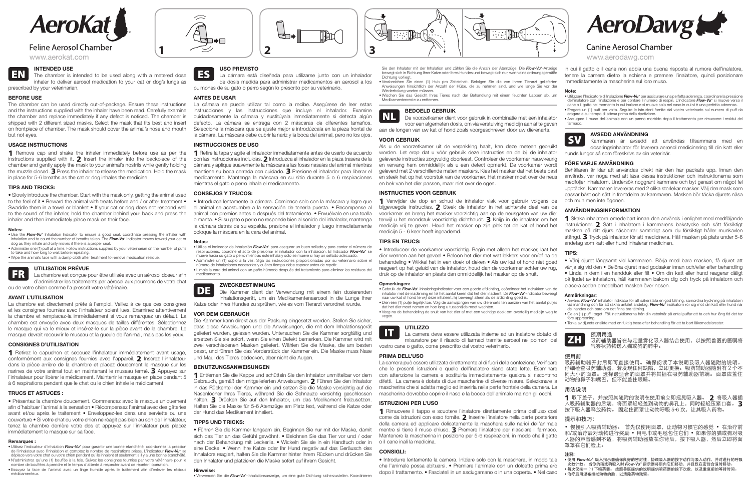# AeroKat

Feline Aerosol Chamber

www.aerokat.com

# AeroDawg

Canine Aerosol Chamber

www.aerodawg.com

1 2 3

## EN

### INTENDED USE

The chamber is intended to be used along with a metered dose inhaler to deliver aerosol medication to your cat or dog's lungs as prescribed by your veterinarian.

### BEFORE USE

The chamber can be used directly out-of-package. Ensure these instructions and the instructions supplied with the inhaler have been read. Carefully examine the chamber and replace immediately if any defect is noticed. The chamber is shipped with 2 different sized masks. Select the mask that fits best and insert on frontpiece of chamber. The mask should cover the animal's nose and mouth but not eyes.

### USAGE INSTRUCTIONS

**1** Remove cap and shake the inhaler immediately before use as per the instructions supplied with it. **2** Insert the inhaler into the backpiece of the chamber and gently apply the mask to your animal's nostrils while gently holding the muzzle closed. **3** Press the inhaler to release the medication. Hold the mask in place for 5-6 breaths as the cat or dog inhales the medicine.

### TIPS AND TRICKS:

• Slowly introduce the chamber. Start with the mask only, getting the animal used to the feel of it • Reward the animal with treats before and / or after treatment • Swaddle them in a towel or blanket • If your cat or dog does not respond well to the sound of the inhaler, hold the chamber behind your back and press the inhaler and then immediately place mask on their face.

**Notes:**

- Use the *Flow-Vu*® Inhalation Indicator to ensure a good seal, coordinate pressing the inhaler with inhalation and to count the number of breaths taken. The *Flow-Vu*® Indicator moves toward your cat or dog as they inhale and only moves if there is a proper seal.
- Administer one (1) puff at a time. Follow instructions supplied by your veterinarian on the number of puffs to take and how long to wait before repeating.
- Wipe the animal's face with a damp cloth after treatment to remove medication residue.

## FR

### UTILISATION PRÉVUE

La chambre est conçue pour être utilisée avec un aérosol doseur afin d'administrer les traitements par aérosol aux poumons de votre chat ou de votre chien comme l'a prescrit votre vétérinaire.

### AVANT L'UTILISATION

La chambre est directement prête à l'emploi. Veillez à ce que ces consignes et les consignes fournies avec l'inhalateur soient lues. Examinez attentivement la chambre et remplacez-la immédiatement si vous remarquez un défaut. La chambre est envoyée avec deux masques de tailles différentes. Sélectionnez le masque qui va le mieux et insérez-le sur la pièce avant de la chambre. Le masque devrait recouvrir le museau et la gueule de l'animal, mais pas les yeux.

### CONSIGNES D'UTILISATION

**1** Retirez le capuchon et secouez l'inhalateur immédiatement avant usage, conformément aux consignes fournies avec l'appareil. **2** Insérez l'inhalateur dans la pièce arrière de la chambre et placez doucement le masque sur les narines de votre animal tout en maintenant le museau fermé. **3** Appuyez sur l'inhalateur pour libérer le médicament. Maintenir le masque en place pendant 5 à 6 respirations pendant que le chat ou le chien inhale le médicament.

### TRUCS ET ASTUCES :

• Présentez la chambre doucement. Commencez avec le masque uniquement afin d'habituer l'animal à la sensation • Récompensez l'animal avec des gâteries avant et/ou après le traitement • Enveloppez-les dans une serviette ou une couverture • Si votre chat ou votre chien ne réagit pas bien au son de l'inhalateur, tenez la chambre derrière votre dos et appuyez sur l'inhalateur puis placez immédiatement le masque sur sa face.

**Remarques :**

- Utilisez l'indicateur d'inhalation *Flow-Vu*® pour garantir une bonne étanchéité, coordonnez la pression de l'inhalateur avec l'inhalation et comptez le nombre de respirations prises. L'indicateur *Flow-Vu*® se déplace vers votre chat ou votre chien pendant qu'ils inhalent et seulement s'il y a une bonne étanchéité.
- N'administrez qu'une (1) bouffée à la fois. Suivez les consignes fournies par votre vétérinaire pour le nombre de bouffées à prendre et le temps d'attente à respecter avant de répéter l'opération.
- Essuyez la face de l'animal avec un linge humide après le traitement afin d'enlever les résidus médicamenteux.

## ES

### USO PREVISTO

La cámara está diseñada para utilizarse junto con un inhalador de dosis medida para administrar medicamentos en aerosol a los pulmones de su gato o perro según lo prescrito por su veterinario.

### ANTES DE USAR

La cámara se puede utilizar tal como la recibe. Asegúrese de leer estas instrucciones y las instrucciones que incluye el inhalador. Examine cuidadosamente la cámara y sustitúyala inmediatamente si detecta algún defecto. La cámara se entrega con 2 máscaras de diferentes tamaños. Seleccione la máscara que se ajuste mejor e introdúzcala en la pieza frontal de la cámara. La máscara debe cubrir la nariz y la boca del animal, pero no los ojos.

### INSTRUCCIONES DE USO

**1** Retire la tapa y agite el inhalador inmediatamente antes de usarlo de acuerdo con las instrucciones incluidas. **2** Introduzca el inhalador en la pieza trasera de la cámara y aplique suavemente la máscara a las fosas nasales del animal mientras mantiene su boca cerrada con cuidado. **3** Presione el inhalador para liberar el medicamento. Mantenga la máscara en su sitio durante 5 o 6 respiraciones mientras el gato o perro inhala el medicamento.

### CONSEJOS Y TRUCOS:

• Introduzca lentamente la cámara. Comience solo con la máscara y logre que el animal se acostumbre a la sensación de tenerla puesta. • Recompense al animal con premios antes o después del tratamiento. • Envuélvalo en una toalla o manta. • Si su gato o perro no responde bien al sonido del inhalador, mantenga la cámara detrás de su espalda, presione el inhalador y luego inmediatamente coloque la máscara en la cara del animal.

**Notas:**

- Utilice el Indicador de inhalación *Flow-Vu*® para asegurar un buen sellado y para contar el número de respiraciones; coordine el acto de presionar el inhalador con la inhalación. El Indicador *Flow-Vu*® se mueve hacia su gato o perro mientras este inhala y solo se mueve si hay un sellado adecuado.
- Administre un (1) soplo a la vez. Siga las instrucciones proporcionadas por su veterinario sobre el número de inhalaciones necesarias y cuánto tiempo debe esperar antes de repetir.
- Limpie la cara del animal con un paño húmedo después del tratamiento para eliminar los residuos del medicamento.

## DE

### ZWECKBESTIMMUNG

Die Kammer dient der Verwendung mit einem fein dosierenden Inhalationsgerät, um ein Medikamentenaerosol in die Lunge Ihrer Katze oder Ihres Hundes zu sprühen, wie es vom Tierarzt verordnet wurde.

### VOR DEM GEBRAUCH

Die Kammer kann direkt aus der Packung eingesetzt werden. Stellen Sie sicher, dass diese Anweisungen und die Anweisungen, die mit dem Inhalationsgerät geliefert wurden, gelesen wurden. Untersuchen Sie die Kammer sorgfältig und ersetzen Sie sie sofort, wenn Sie einen Defekt bemerken. Die Kammer wird mit zwei verschiedenen Masken geliefert. Wählen Sie die Maske, die am besten passt, und führen Sie das Vorderstück der Kammer ein. Die Maske muss Nase und Maul des Tieres bedecken, aber nicht die Augen.

### BENUTZUNGSANWEISUNGEN

**1** Entfernen Sie die Kappe und schütteln Sie den Inhalator unmittelbar vor dem Gebrauch, gemäß den mitgelieferten Anweisungen. **2** Führen Sie den Inhalator in das Rückenteil der Kammer ein und setzen Sie die Maske vorsichtig auf die Nasenlöcher Ihres Tieres, während Sie die Schnauze vorsichtig geschlossen halten. **3** Drücken Sie auf den Inhalator, um das Medikament freizusetzen. Halten Sie die Maske für 5-6 Atemzüge am Platz fest, während die Katze oder der Hund das Medikament inhaliert.

### TIPPS UND TRICKS:

• Führen Sie die Kammer langsam ein. Beginnen Sie nur mit der Maske, damit sich das Tier an das Gefühl gewöhnt. • Belohnen Sie das Tier vor und / oder nach der Behandlung mit Leckerlis. • Wickeln Sie sie in ein Handtuch oder in eine Decke. • Wenn Ihre Katze oder Ihr Hund negativ auf das Geräusch des Inhalators reagiert, halten Sie die Kammer hinter Ihrem Rücken und drücken Sie den Inhalator und platzieren die Maske sofort auf ihrem Gesicht.

**Hinweise:**

- Verwenden Sie die *Flow-Vu*®-Inhalationsanzeige, um eine gute Dichtung sicherzustellen. Koordinieren Sie den Inhalator mit der Inhalation und zählen Sie die Anzahl der Atemzüge. Die *Flow-Vu*®-Anzeige bewegt sich in Richtung Ihrer Katze oder Ihres Hundes und bewegt sich nur, wenn eine ordnungsgemäße Dichtung vorliegt.
- Verabreichen Sie einen (1) Hub pro Zeiteinheit. Befolgen Sie die von Ihrem Tierarzt gelieferten Anweisungen hinsichtlich der Anzahl der Hübe, die zu nehmen sind, und wie lange Sie vor der Wiederholung warten müssen.
- Wischen Sie das Gesicht Ihres Tieres nach der Behandlung mit einem feuchten Lappen ab, um Medikamentenreste zu entfernen.

## NL

### BEDOELD GEBRUIK

De voorzetkamer dient voor gebruik in combinatie met een inhalator voor een afgemeten dosis, om via verstuiving medicijn aan af te geven aan de longen van uw kat of hond zoals voorgeschreven door uw dierenarts.

### VOOR GEBRUIK

Als u de voorzetkamer uit de verpakking haalt, kan deze meteen gebruikt worden. Let erop dat u vóór gebruik deze instructies en de bij de inhalator geleverde instructies zorgvuldig doorleest. Controleer de voorkamer nauwkeurig en vervang hem onmiddellijk als u een defect opmerkt. De voorkamer wordt geleverd met 2 verschillende maten maskers. Kies het masker dat het beste past en steek het op het voorstuk van de voorkamer. Het masker moet over de neus en bek van het dier passen, maar niet over de ogen.

### INSTRUCTIES VOOR GEBRUIK

**1** Verwijder de dop en schud de inhalator vlak voor gebruik volgens de bijgevoegde instructies. **2** Steek de inhalator in het achterste deel van de voorkamer en breng het masker voorzichtig aan op de neusgaten van uw dier terwijl u het mondstuk voorzichtig dichthoudt. **3** Knijp in de inhalator om het medicijn vrij te geven. Houd het masker op zijn plek tot de kat of hond het medicijn 5 - 6 keer heeft ingeademd.

### TIPS EN TRUCS:

• Introduceer de voorkamer voorzichtig. Begin met alleen het masker, laat het dier wennen aan het gevoel • Beloon het dier met wat lekkers voor en/of na de behandeling • Wikkel het in een doek of deken • Als uw kat of hond niet goed reageert op het geluid van de inhalator, houd dan de voorkamer achter uw rug, druk op de inhalator en plaats dan onmiddellijk het masker op de snuit.

**Opmerkingen:**

- Gebruik de *Flow-Vu*®-inhaleringsindicator voor een goede afdichting, coördineer het indrukken van de inhalator met de inademing en tel het aantal keren dat het dier inademt. De *Flow-Vu*®-indicator beweegt naar uw kat of hond terwijl deze inhaleert; hij beweegt alleen als de afdichting goed is.
- Dien één (1) pufje tegelijk toe. Volg de aanwijzingen van uw dierenarts ten aanzien van het aantal pufjes dat het dier moet nemen en hoe lang u tussentijds moet wachten.
- Veeg na de behandeling de snuit van het dier af met een vochtige doek om overtollig medicijn weg te vegen.

## IT

### UTILIZZO

La camera deve essere utilizzata insieme ad un inalatore dotato di misuratore per il rilascio di farmaci tramite aerosol nei polmoni del vostro cane o gatto, come prescritto dal vostro veterinario.

### PRIMA DELL'USO

La camera può essere utilizzata direttamente al di fuori della confezione. Verificare che le presenti istruzioni e quelle dell'inalatore siano state lette. Esaminare con attenzione la camera e sostituirla immediatamente qualora si riscontrino difetti. La camera è dotata di due mascherine di diverse misure. Selezionare la mascherina che si adatta meglio ed inserirla nella parte frontale della camera. La mascherina dovrebbe coprire il naso e la bocca dell'animale ma non gli occhi.

### ISTRUZIONI PER L'USO

**1** Rimuovere il tappo e scuotere l'inalatore direttamente prima dell'uso così come da istruzioni con esso fornite. **2** Inserire l'inalatore nella parte posteriore della camera ed applicare delicatamente la maschera sulle narici dell'animale mentre si tiene il muso chiuso. **3** Premere l'inalatore per rilasciare il farmaco. Mantenere la mascherina in posizione per 5-6 respirazioni, in modo che il gatto o il cane inali la medicina.

### CONSIGLI:

• Introdurre lentamente la camera. Iniziare solo con la maschera, in modo tale che l'animale possa abituarsi. • Premiare l'animale con un dolcetto prima e/o dopo il trattamento. • Fasciateli in un asciugamano o in una coperta. • Nel caso in cui il gatto o il cane non abbia una buona risposta al rumore dell'inalatore, tenere la camera dietro la schiena e premere l'inalatore, quindi posizionare immediatamente la mascherina sul loro muso.

**Note:**

- Utilizzare l'Indicatore di Inalazione *Flow-Vu*® per assicurare una perfetta aderenza, coordinare la pressione dell'inalatore con l'inalazione e per contare il numero di respiri. L'indicatore *Flow-Vu*® si muove verso il cane o il gatto nel momento in cui inalano e si muove solo nel caso in cui vi è una perfetta aderenza.
- Erogare un (1) puff per volta. Seguire le istruzioni fornite dal vostro veterinario sul numero di puff da erogare e sul tempo di attesa prima della ripetizione.
- Asciugare il muso dell'animale con un panno morbido dopo il trattamento per rimuovere i residui del farmaco.

## SV

### AVSEDD ANVÄNDNING

Kammaren är avsedd att användas tillsammans med en doseringsinhalator för leverera aerosol medicinering till din katt eller hunds lungor så som föreskrivs av din veterinär.

### FÖRE VARJE ANVÄNDNING

Behållaren är klar att användas direkt när den har packats upp. Innan den används, var noga med att läsa dessa instruktioner och instruktionerna som medföljer inhalatorn. Undersök noggrant kammare och byt genast om något fel upptäcks. Kammaren levereras med 2 olika storlekar masker. Välj den mask som passar bäst och sätt in frontdelen av kammaren. Masken bör täcka djurets näsa och mun men inte ögonen.

### ANVÄNDNINGSINFORMATION

**1** Skaka inhalatorn omedelbart innan den används i enlighet med medföljande instruktioner. **2** Sätt i inhalatorn i kammarens bakstycke och sätt försiktigt masken på ditt djurs näsborrar samtidigt som du försiktigt håller munkorgen stängd. **3** Tryck på inhalator för att medicinera. Håll masken på plats under 5-6 andetag som katt eller hund inhalerar medicinen.

### TIPS:

• Vänj djuret långsamt vid kammaren. Börja med bara masken, få djuret att vänja sig vid den • Belöna djuret med godsaker innan och/eller efter behandling • Linda in dem i en handduk eller filt • Om din katt eller hund reagerar dåligt på ljudet av inhalatorn, håll kammaren bakom dig och tryck på inhalatorn och placera sedan omedelbart masken över nosen.

**Anmärkningar:**

- Använd *Flow-Vu*® inhalator indikator för att säkerställa en god tätning, samordna tryckning på inhalatorn vid inandning och för att räkna antalet andetag. *Flow-Vu*® indikatorn rör sig mot din katt eller hund när de inandas och bara om det finns bra tätning.
- Ge en (1) puff i taget. Följ instruktionerna från din veterinär på antal puffar att ta och hur lång tid det tar före upprepning.
- Torka av djurets ansikte med en fuktig trasa efter behandling för att ta bort läkemedelsrester.

## ZH

### 预期用途

吸药辅助器旨在与定量雾化吸入器结合使用，以按照兽医的医嘱将气雾状药物送入猫或狗的肺中。

### 使用前

吸药辅助器开封后即可直接使用。确保阅读了本说明及吸入器随附的说明。仔细检查吸药辅助器，若发现任何缺陷，立即更换。吸药辅助器随附有 2 个不同大小的面罩。选择最适合的面罩并将其插在吸药辅助器前端。面罩应盖住动物的鼻子和嘴巴，但不能盖住眼睛。

### 用法说明

**1** 取下盖子，并按照其随附的说明在使用前立即摇晃吸入器。**2** 将吸入器插入吸药辅助器的后端，将面罩轻轻盖到动物的鼻孔上，同时轻轻压紧口套。**3** 按下吸入器释放药物。固定住面罩让动物呼吸 5-6 次，让其吸入药物。

### 提示和技巧：

• 慢慢引入吸药辅助器。首先仅使用面罩，让动物习惯它的感觉 • 在治疗前和/或治疗后对动物进行奖励 • 用毛巾或毛毯包住它们 • 如果你的猫或狗对吸入器的声音感到不适，将吸药辅助器放在你背后，按下吸入器，然后立即将面罩罩在它们脸上。

**注释：**

- 使用 *Flow-Vu*® 吸入指示器确保良好的密封性，协调吸入器的按下动作与吸入动作，并对进行的呼吸次数计数。当你的猫或狗吸入时 *Flow-Vu*® 指示器将朝向它们移动，并且仅在密封合适时移动。
- 每次仅按一 (1) 下吸药器。按照兽医提供的说明提供喷药器的按下次数，以及重复前的等待时间。
- 治疗后用湿布擦拭动物的脸，以清除药物残留。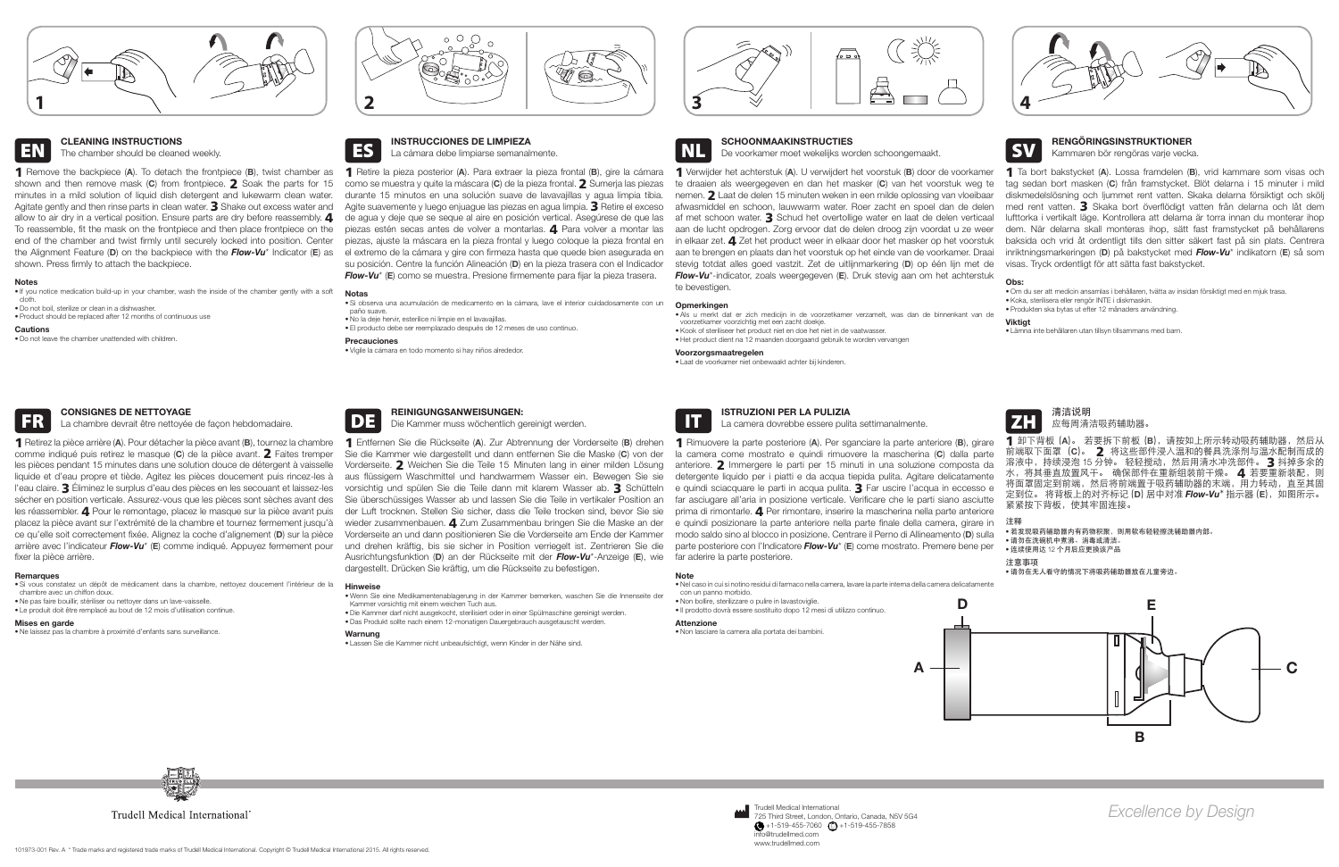1

2

3

4

## EN

### CLEANING INSTRUCTIONS

The chamber should be cleaned weekly.

**1** Remove the backpiece (**A**). To detach the frontpiece (**B**), twist chamber as shown and then remove mask (**C**) from frontpiece. **2** Soak the parts for 15 minutes in a mild solution of liquid dish detergent and lukewarm clean water. Agitate gently and then rinse parts in clean water. **3** Shake out excess water and allow to air dry in a vertical position. Ensure parts are dry before reassembly. **4** To reassemble, fit the mask on the frontpiece and then place frontpiece on the end of the chamber and twist firmly until securely locked into position. Center the Alignment Feature (**D**) on the backpiece with the ***Flow-Vu***® Indicator (**E**) as shown. Press firmly to attach the backpiece.

**Notes**

- If you notice medication build-up in your chamber, wash the inside of the chamber gently with a soft cloth.
- Do not boil, sterilize or clean in a dishwasher.
- Product should be replaced after 12 months of continuous use

**Cautions**

- Do not leave the chamber unattended with children.

## ES

### INSTRUCCIONES DE LIMPIEZA

La cámara debe limpiarse semanalmente.

**1** Retire la pieza posterior (**A**). Para extraer la pieza frontal (**B**), gire la cámara como se muestra y quite la máscara (**C**) de la pieza frontal. **2** Sumerja las piezas durante 15 minutos en una solución suave de lavavajillas y agua limpia tibia. Agite suavemente y luego enjuague las piezas en agua limpia. **3** Retire el exceso de agua y deje que se seque al aire en posición vertical. Asegúrese de que las piezas estén secas antes de volver a montarlas. **4** Para volver a montar las piezas, ajuste la máscara en la pieza frontal y luego coloque la pieza frontal en el extremo de la cámara y gire con firmeza hasta que quede bien asegurada en su posición. Centre la función Alineación (**D**) en la pieza trasera con el Indicador ***Flow-Vu***® (**E**) como se muestra. Presione firmemente para fijar la pieza trasera.

**Notas**

- Si observa una acumulación de medicamento en la cámara, lave el interior cuidadosamente con un paño suave.
- No la deje hervir, esterilice ni limpie en el lavavajillas.
- El producto debe ser reemplazado después de 12 meses de uso continuo.

**Precauciones**

- Vigile la cámara en todo momento si hay niños alrededor.

## NL

### SCHOONMAAKINSTRUCTIES

De voorkamer moet wekelijks worden schoongemaakt.

**1** Verwijder het achterstuk (**A**). U verwijdert het voorstuk (**B**) door de voorkamer te draaien als weergegeven en dan het masker (**C**) van het voorstuk weg te nemen. **2** Laat de delen 15 minuten weken in een milde oplossing van vloeibaar afwasmiddel en schoon, lauwwarm water. Roer zacht en spoel dan de delen af met schoon water. **3** Schud het overtollige water en laat de delen verticaal aan de lucht opdrogen. Zorg ervoor dat de delen droog zijn voordat u ze weer in elkaar zet. **4** Zet het product weer in elkaar door het masker op het voorstuk aan te brengen en plaats dan het voorstuk op het einde van de voorkamer. Draai stevig totdat alles goed vastzit. Zet de uitlijnmarkering (**D**) op één lijn met de ***Flow-Vu***®-indicator, zoals weergegeven (**E**). Druk stevig aan om het achterstuk te bevestigen.

**Opmerkingen**

- Als u merkt dat er zich medicijn in de voorzetkamer verzamelt, was dan de binnenkant van de voorzetkamer voorzichtig met een zacht doekje.
- Kook of steriliseer het product niet en doe het niet in de vaatwasser.
- Het product dient na 12 maanden doorgaand gebruik te worden vervangen

**Voorzorgsmaatregelen**

- Laat de voorkamer niet onbewaakt achter bij kinderen.

## SV

### RENGÖRINGSINSTRUKTIONER

Kammaren bör rengöras varje vecka.

**1** Ta bort bakstycket (**A**). Lossa framdelen (**B**), vrid kammare som visas och tag sedan bort masken (**C**) från framstycket. Blöt delarna i 15 minuter i mild diskmedelslösning och ljummet rent vatten. Skaka delarna försiktigt och skölj med rent vatten. **3** Skaka bort överflödigt vatten från delarna och låt dem lufttorka i vertikalt läge. Kontrollera att delarna är torra innan du monterar ihop dem. **4** När delarna skall monteras ihop, sätt fast framstycket på behållarens baksida och vrid åt ordentligt tills den sitter säkert fast på sin plats. Centrera inriktningsmarkeringen (**D**) på bakstycket med ***Flow-Vu***® indikatorn (**E**) så som visas. Tryck ordentligt för att sätta fast bakstycket.

**Obs:**

- Om du ser att medicin ansamlas i behållaren, tvätta av insidan försiktigt med en mjuk trasa.
- Koka, sterilisera eller rengör INTE i diskmaskin.
- Produkten ska bytas ut efter 12 månaders användning.

**Viktigt**

- Lämna inte behållaren utan tillsyn tillsammans med barn.

## FR

### CONSIGNES DE NETTOYAGE

La chambre devrait être nettoyée de façon hebdomadaire.

**1** Retirez la pièce arrière (**A**). Pour détacher la pièce avant (**B**), tournez la chambre comme indiqué puis retirez le masque (**C**) de la pièce avant. **2** Faites tremper les pièces pendant 15 minutes dans une solution douce de détergent à vaisselle liquide et d'eau propre et tiède. Agitez les pièces doucement puis rincez-les à l'eau claire. **3** Éliminez le surplus d'eau des pièces en les secouant et laissez-les sécher en position verticale. Assurez-vous que les pièces sont sèches avant des les réassembler. **4** Pour le remontage, placez le masque sur la pièce avant puis placez la pièce avant sur l'extrémité de la chambre et tournez fermement jusqu'à ce qu'elle soit correctement fixée. Alignez la coche d'alignement (**D**) sur la pièce arrière avec l'indicateur ***Flow-Vu***® (**E**) comme indiqué. Appuyez fermement pour fixer la pièce arrière.

**Remarques**

- Si vous constatez un dépôt de médicament dans la chambre, nettoyez doucement l'intérieur de la chambre avec un chiffon doux.
- Ne pas faire bouillir, stériliser ou nettoyer dans un lave-vaisselle.
- Le produit doit être remplacé au bout de 12 mois d'utilisation continue.

**Mises en garde**

- Ne laissez pas la chambre à proximité d'enfants sans surveillance.

## DE

### REINIGUNGSANWEISUNGEN:

Die Kammer muss wöchentlich gereinigt werden.

**1** Entfernen Sie die Rückseite (**A**). Zur Abtrennung der Vorderseite (**B**) drehen Sie die Kammer wie dargestellt und dann entfernen Sie die Maske (**C**) von der Vorderseite. **2** Weichen Sie die Teile 15 Minuten lang in einer milden Lösung aus flüssigem Waschmittel und handwarmem Wasser ein. Bewegen Sie sie vorsichtig und spülen Sie die Teile dann mit klarem Wasser ab. **3** Schütteln Sie überschüssiges Wasser ab und lassen Sie die Teile in vertikaler Position an der Luft trocknen. Stellen Sie sicher, dass die Teile trocken sind, bevor Sie sie wieder zusammenbauen. **4** Zum Zusammenbau bringen Sie die Maske an der Vorderseite an und dann positionieren Sie die Vorderseite am Ende der Kammer und drehen kräftig, bis sie sicher in Position verriegelt ist. Zentrieren Sie die Ausrichtungsfunktion (**D**) an der Rückseite mit der ***Flow-Vu***®-Anzeige (**E**), wie dargestellt. Drücken Sie kräftig, um die Rückseite zu befestigen.

**Hinweise**

- Wenn Sie eine Medikamentenablagerung in der Kammer bemerken, waschen Sie die Innenseite der Kammer vorsichtig mit einem weichen Tuch aus.
- Die Kammer darf nicht ausgekocht, sterilisiert oder in einer Spülmaschine gereinigt werden.
- Das Produkt sollte nach einem 12-monatigen Dauergebrauch ausgetauscht werden.

**Warnung**

- Lassen Sie die Kammer nicht unbeaufsichtigt, wenn Kinder in der Nähe sind.

## IT

### ISTRUZIONI PER LA PULIZIA

La camera dovrebbe essere pulita settimanalmente.

**1** Rimuovere la parte posteriore (**A**). Per sganciare la parte anteriore (**B**), girare la camera come mostrato e quindi rimuovere la mascherina (**C**) dalla parte anteriore. **2** Immergere le parti per 15 minuti in una soluzione composta da detergente liquido per i piatti e da acqua tiepida pulita. Agitare delicatamente e quindi sciacquare le parti in acqua pulita. **3** Far uscire l'acqua in eccesso e far asciugare all'aria in posizione verticale. Verificare che le parti siano asciutte prima di rimontarle. **4** Per rimontare, inserire la mascherina nella parte anteriore e quindi posizionare la parte anteriore nella parte finale della camera, girare in modo saldo sino al blocco in posizione. Centrare il Perno di Allineamento (**D**) sulla parte posteriore con l'Indicatore ***Flow-Vu***® (**E**) come mostrato. Premere bene per far aderire la parte posteriore.

**Note**

- Nel caso in cui si notino residui di farmaco nella camera, lavare la parte interna della camera delicatamente con un panno morbido.
- Non bollire, sterilizzare o pulire in lavastoviglie.
- Il prodotto dovrà essere sostituito dopo 12 mesi di utilizzo continuo.

**Attenzione**

- Non lasciare la camera alla portata dei bambini.

## ZH

### 清洁说明

应每周清洁吸药辅助器。

**1** 卸下背板（**A**）。若要拆下前板（**B**），请按如上所示转动吸药辅助器，然后从前端取下面罩（**C**）。**2** 将这些部件浸入温和的餐具洗涤剂与温水配制而成的溶液中，持续浸泡 15 分钟。轻轻搅动，然后用清水冲洗部件。**3** 抖掉多余的水，将其垂直放置风干。确保部件在重新组装前干燥。**4** 若要重新装配，则将面罩固定到前端，然后将前端置于吸药辅助器的末端，用力转动，直至其固定到位。将背板上的对齐标记（**D**）居中对准 ***Flow-Vu***® 指示器（**E**），如图所示。紧紧按下背板，使其牢固连接。

**注释**

- 若发现吸药辅助器内有药物积聚，则用软布轻轻擦洗辅助器内部。
- 请勿在洗碗机中煮沸、消毒或清洗。
- 连续使用达 12 个月后应更换该产品

**注意事项**

- 请勿在无人看守的情况下将吸药辅助器放在儿童旁边。

D E A C B

Trudell Medical International®

Trudell Medical International
725 Third Street, London, Ontario, Canada, N5V 5G4
+1-519-455-7060 +1-519-455-7858
info@trudellmed.com
www.trudellmed.com

*Excellence by Design*

101973-001 Rev. A ® Trade marks and registered trade marks of Trudell Medical International. Copyright © Trudell Medical International 2015. All rights reserved.